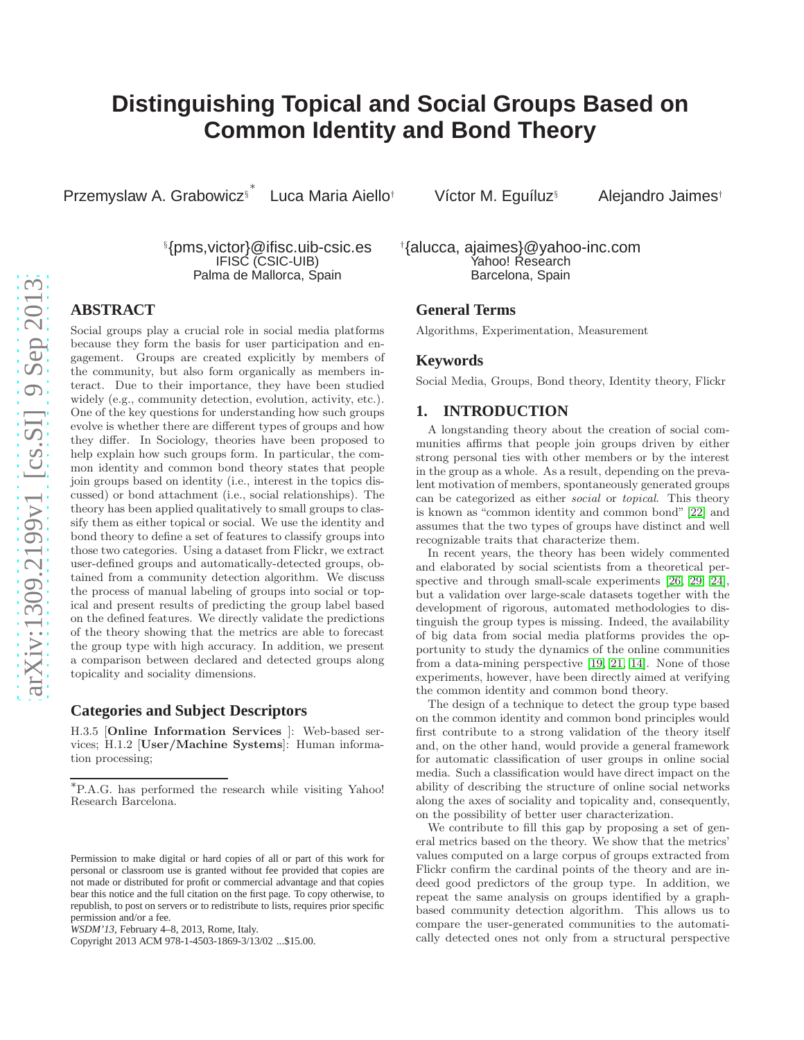# Distinguishing Topical and Social Groups Based on Common Identity and Bond Theory

Przemyslaw A. Grabowicz[§,*] Luca Maria Aiello[†] Víctor M. Eguíluz[§] Alejandro Jaimes[†]

[§]{pms,victor}@ifisc.uib-csic.es
IFISC (CSIC-UIB)
Palma de Mallorca, Spain

[†]{alucca, ajaimes}@yahoo-inc.com
Yahoo! Research
Barcelona, Spain

## ABSTRACT

Social groups play a crucial role in social media platforms because they form the basis for user participation and engagement. Groups are created explicitly by members of the community, but also form organically as members interact. Due to their importance, they have been studied widely (e.g., community detection, evolution, activity, etc.). One of the key questions for understanding how such groups evolve is whether there are different types of groups and how they differ. In Sociology, theories have been proposed to help explain how such groups form. In particular, the common identity and common bond theory states that people join groups based on identity (i.e., interest in the topics discussed) or bond attachment (i.e., social relationships). The theory has been applied qualitatively to small groups to classify them as either topical or social. We use the identity and bond theory to define a set of features to classify groups into those two categories. Using a dataset from Flickr, we extract user-defined groups and automatically-detected groups, obtained from a community detection algorithm. We discuss the process of manual labeling of groups into social or topical and present results of predicting the group label based on the defined features. We directly validate the predictions of the theory showing that the metrics are able to forecast the group type with high accuracy. In addition, we present a comparison between declared and detected groups along topicality and sociality dimensions.

## Categories and Subject Descriptors

H.3.5 [**Online Information Services** ]: Web-based services; H.1.2 [**User/Machine Systems**]: Human information processing;

[*]P.A.G. has performed the research while visiting Yahoo! Research Barcelona.

Permission to make digital or hard copies of all or part of this work for personal or classroom use is granted without fee provided that copies are not made or distributed for profit or commercial advantage and that copies bear this notice and the full citation on the first page. To copy otherwise, to republish, to post on servers or to redistribute to lists, requires prior specific permission and/or a fee.
*WSDM'13*, February 4–8, 2013, Rome, Italy.
Copyright 2013 ACM 978-1-4503-1869-3/13/02 ...$15.00.

## General Terms

Algorithms, Experimentation, Measurement

## Keywords

Social Media, Groups, Bond theory, Identity theory, Flickr

## 1. INTRODUCTION

A longstanding theory about the creation of social communities affirms that people join groups driven by either strong personal ties with other members or by the interest in the group as a whole. As a result, depending on the prevalent motivation of members, spontaneously generated groups can be categorized as either *social* or *topical*. This theory is known as "common identity and common bond" [22] and assumes that the two types of groups have distinct and well recognizable traits that characterize them.

In recent years, the theory has been widely commented and elaborated by social scientists from a theoretical perspective and through small-scale experiments [26, 29, 24], but a validation over large-scale datasets together with the development of rigorous, automated methodologies to distinguish the group types is missing. Indeed, the availability of big data from social media platforms provides the opportunity to study the dynamics of the online communities from a data-mining perspective [19, 21, 14]. None of those experiments, however, have been directly aimed at verifying the common identity and common bond theory.

The design of a technique to detect the group type based on the common identity and common bond principles would first contribute to a strong validation of the theory itself and, on the other hand, would provide a general framework for automatic classification of user groups in online social media. Such a classification would have direct impact on the ability of describing the structure of online social networks along the axes of sociality and topicality and, consequently, on the possibility of better user characterization.

We contribute to fill this gap by proposing a set of general metrics based on the theory. We show that the metrics' values computed on a large corpus of groups extracted from Flickr confirm the cardinal points of the theory and are indeed good predictors of the group type. In addition, we repeat the same analysis on groups identified by a graph-based community detection algorithm. This allows us to compare the user-generated communities to the automatically detected ones not only from a structural perspective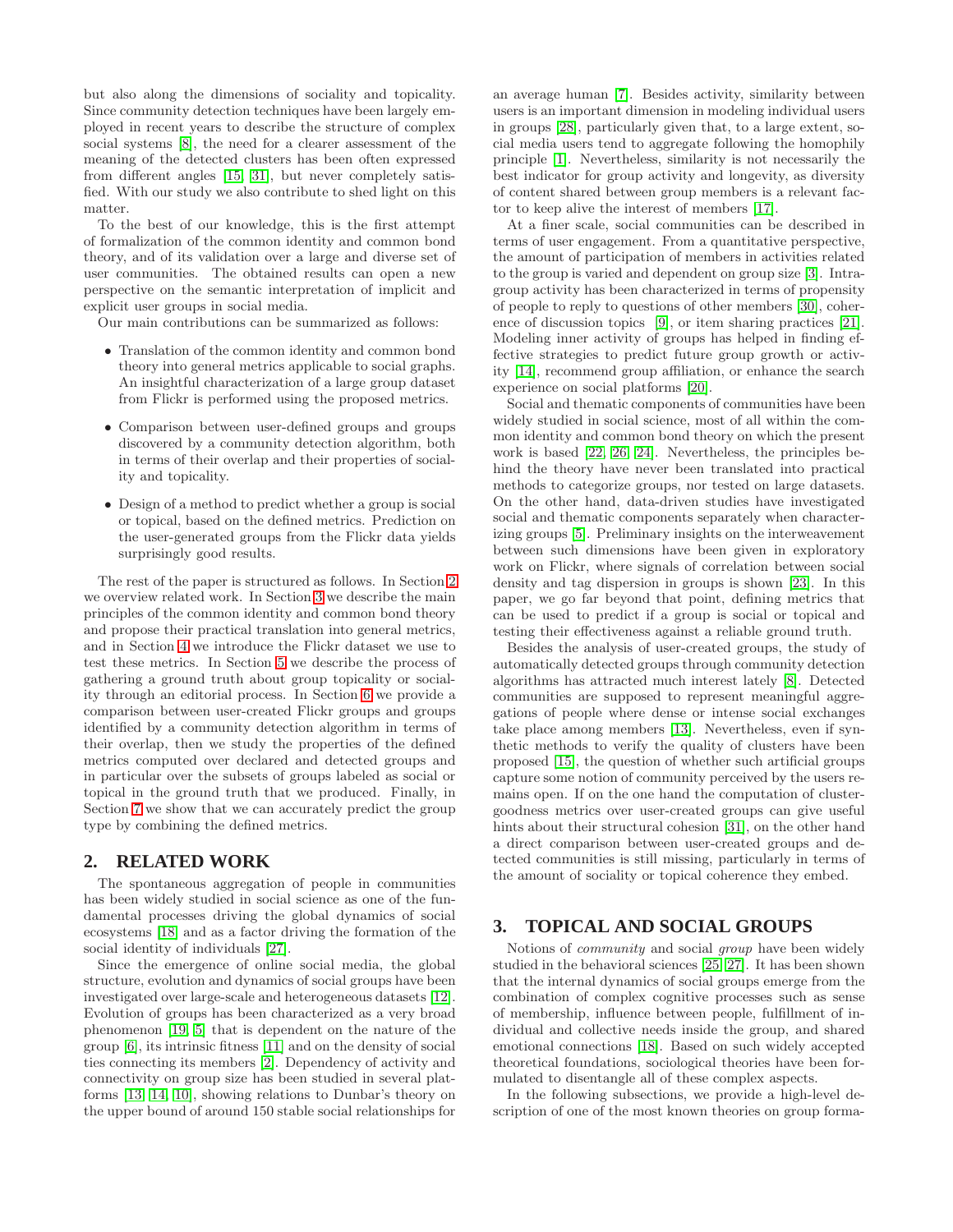but also along the dimensions of sociality and topicality. Since community detection techniques have been largely employed in recent years to describe the structure of complex social systems [8], the need for a clearer assessment of the meaning of the detected clusters has been often expressed from different angles [15, 31], but never completely satisfied. With our study we also contribute to shed light on this matter.

To the best of our knowledge, this is the first attempt of formalization of the common identity and common bond theory, and of its validation over a large and diverse set of user communities. The obtained results can open a new perspective on the semantic interpretation of implicit and explicit user groups in social media.

Our main contributions can be summarized as follows:

- Translation of the common identity and common bond theory into general metrics applicable to social graphs. An insightful characterization of a large group dataset from Flickr is performed using the proposed metrics.
- Comparison between user-defined groups and groups discovered by a community detection algorithm, both in terms of their overlap and their properties of sociality and topicality.
- Design of a method to predict whether a group is social or topical, based on the defined metrics. Prediction on the user-generated groups from the Flickr data yields surprisingly good results.

The rest of the paper is structured as follows. In Section 2 we overview related work. In Section 3 we describe the main principles of the common identity and common bond theory and propose their practical translation into general metrics, and in Section 4 we introduce the Flickr dataset we use to test these metrics. In Section 5 we describe the process of gathering a ground truth about group topicality or sociality through an editorial process. In Section 6 we provide a comparison between user-created Flickr groups and groups identified by a community detection algorithm in terms of their overlap, then we study the properties of the defined metrics computed over declared and detected groups and in particular over the subsets of groups labeled as social or topical in the ground truth that we produced. Finally, in Section 7 we show that we can accurately predict the group type by combining the defined metrics.

## 2. RELATED WORK

The spontaneous aggregation of people in communities has been widely studied in social science as one of the fundamental processes driving the global dynamics of social ecosystems [18] and as a factor driving the formation of the social identity of individuals [27].

Since the emergence of online social media, the global structure, evolution and dynamics of social groups have been investigated over large-scale and heterogeneous datasets [12]. Evolution of groups has been characterized as a very broad phenomenon [19, 5] that is dependent on the nature of the group [6], its intrinsic fitness [11] and on the density of social ties connecting its members [2]. Dependency of activity and connectivity on group size has been studied in several platforms [13, 14, 10], showing relations to Dunbar's theory on the upper bound of around 150 stable social relationships for an average human [7]. Besides activity, similarity between users is an important dimension in modeling individual users in groups [28], particularly given that, to a large extent, social media users tend to aggregate following the homophily principle [1]. Nevertheless, similarity is not necessarily the best indicator for group activity and longevity, as diversity of content shared between group members is a relevant factor to keep alive the interest of members [17].

At a finer scale, social communities can be described in terms of user engagement. From a quantitative perspective, the amount of participation of members in activities related to the group is varied and dependent on group size [3]. Intra-group activity has been characterized in terms of propensity of people to reply to questions of other members [30], coherence of discussion topics [9], or item sharing practices [21]. Modeling inner activity of groups has helped in finding effective strategies to predict future group growth or activity [14], recommend group affiliation, or enhance the search experience on social platforms [20].

Social and thematic components of communities have been widely studied in social science, most of all within the common identity and common bond theory on which the present work is based [22, 26, 24]. Nevertheless, the principles behind the theory have never been translated into practical methods to categorize groups, nor tested on large datasets. On the other hand, data-driven studies have investigated social and thematic components separately when characterizing groups [5]. Preliminary insights on the interweavement between such dimensions have been given in exploratory work on Flickr, where signals of correlation between social density and tag dispersion in groups is shown [23]. In this paper, we go far beyond that point, defining metrics that can be used to predict if a group is social or topical and testing their effectiveness against a reliable ground truth.

Besides the analysis of user-created groups, the study of automatically detected groups through community detection algorithms has attracted much interest lately [8]. Detected communities are supposed to represent meaningful aggregations of people where dense or intense social exchanges take place among members [13]. Nevertheless, even if synthetic methods to verify the quality of clusters have been proposed [15], the question of whether such artificial groups capture some notion of community perceived by the users remains open. If on the one hand the computation of cluster-goodness metrics over user-created groups can give useful hints about their structural cohesion [31], on the other hand a direct comparison between user-created groups and detected communities is still missing, particularly in terms of the amount of sociality or topical coherence they embed.

## 3. TOPICAL AND SOCIAL GROUPS

Notions of *community* and social *group* have been widely studied in the behavioral sciences [25, 27]. It has been shown that the internal dynamics of social groups emerge from the combination of complex cognitive processes such as sense of membership, influence between people, fulfillment of individual and collective needs inside the group, and shared emotional connections [18]. Based on such widely accepted theoretical foundations, sociological theories have been formulated to disentangle all of these complex aspects.

In the following subsections, we provide a high-level description of one of the most known theories on group forma-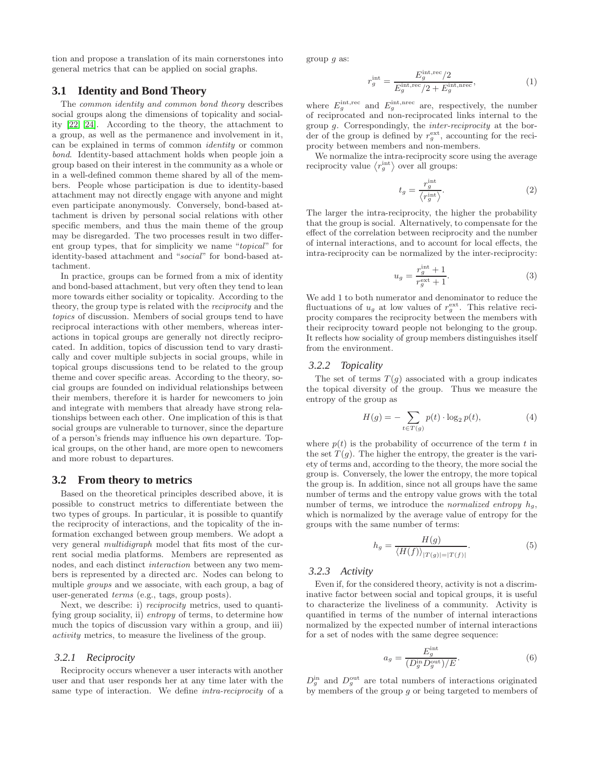tion and propose a translation of its main cornerstones into general metrics that can be applied on social graphs.

## 3.1 Identity and Bond Theory

The *common identity and common bond theory* describes social groups along the dimensions of topicality and sociality [22, 24]. According to the theory, the attachment to a group, as well as the permanence and involvement in it, can be explained in terms of common *identity* or common *bond*. Identity-based attachment holds when people join a group based on their interest in the community as a whole or in a well-defined common theme shared by all of the members. People whose participation is due to identity-based attachment may not directly engage with anyone and might even participate anonymously. Conversely, bond-based attachment is driven by personal social relations with other specific members, and thus the main theme of the group may be disregarded. The two processes result in two different group types, that for simplicity we name "*topical*" for identity-based attachment and "*social*" for bond-based attachment.

In practice, groups can be formed from a mix of identity and bond-based attachment, but very often they tend to lean more towards either sociality or topicality. According to the theory, the group type is related with the *reciprocity* and the *topics* of discussion. Members of social groups tend to have reciprocal interactions with other members, whereas interactions in topical groups are generally not directly reciprocated. In addition, topics of discussion tend to vary drastically and cover multiple subjects in social groups, while in topical groups discussions tend to be related to the group theme and cover specific areas. According to the theory, social groups are founded on individual relationships between their members, therefore it is harder for newcomers to join and integrate with members that already have strong relationships between each other. One implication of this is that social groups are vulnerable to turnover, since the departure of a person's friends may influence his own departure. Topical groups, on the other hand, are more open to newcomers and more robust to departures.

## 3.2 From theory to metrics

Based on the theoretical principles described above, it is possible to construct metrics to differentiate between the two types of groups. In particular, it is possible to quantify the reciprocity of interactions, and the topicality of the information exchanged between group members. We adopt a very general *multidigraph* model that fits most of the current social media platforms. Members are represented as nodes, and each distinct *interaction* between any two members is represented by a directed arc. Nodes can belong to multiple *groups* and we associate, with each group, a bag of user-generated *terms* (e.g., tags, group posts).

Next, we describe: i) *reciprocity* metrics, used to quantifying group sociality, ii) *entropy* of terms, to determine how much the topics of discussion vary within a group, and iii) *activity* metrics, to measure the liveliness of the group.

### 3.2.1 Reciprocity

Reciprocity occurs whenever a user interacts with another user and that user responds her at any time later with the same type of interaction. We define *intra-reciprocity* of a group $g$ as:

$$r_g^{\text{int}} = \frac{E_g^{\text{int,rec}}/2}{E_g^{\text{int,rec}}/2 + E_g^{\text{int,nrec}}}, \tag{1}$$

where $E_g^{\text{int,rec}}$ and $E_g^{\text{int,nrec}}$ are, respectively, the number of reciprocated and non-reciprocated links internal to the group $g$. Correspondingly, the *inter-reciprocity* at the border of the group is defined by $r_g^{\text{ext}}$, accounting for the reciprocity between members and non-members.

We normalize the intra-reciprocity score using the average reciprocity value $\langle r_g^{\text{int}} \rangle$ over all groups:

$$t_g = \frac{r_g^{\text{int}}}{\langle r_g^{\text{int}} \rangle}. \tag{2}$$

The larger the intra-reciprocity, the higher the probability that the group is social. Alternatively, to compensate for the effect of the correlation between reciprocity and the number of internal interactions, and to account for local effects, the intra-reciprocity can be normalized by the inter-reciprocity:

$$u_g = \frac{r_g^{\text{int}} + 1}{r_g^{\text{ext}} + 1}. \tag{3}$$

We add 1 to both numerator and denominator to reduce the fluctuations of $u_g$ at low values of $r_g^{\text{ext}}$. This relative reciprocity compares the reciprocity between the members with their reciprocity toward people not belonging to the group. It reflects how sociality of group members distinguishes itself from the environment.

### 3.2.2 Topicality

The set of terms $T(g)$ associated with a group indicates the topical diversity of the group. Thus we measure the entropy of the group as

$$H(g) = -\sum_{t \in T(g)} p(t) \cdot \log_2 p(t), \tag{4}$$

where $p(t)$ is the probability of occurrence of the term $t$ in the set $T(g)$. The higher the entropy, the greater is the variety of terms and, according to the theory, the more social the group is. Conversely, the lower the entropy, the more topical the group is. In addition, since not all groups have the same number of terms and the entropy value grows with the total number of terms, we introduce the *normalized entropy* $h_g$, which is normalized by the average value of entropy for the groups with the same number of terms:

$$h_g = \frac{H(g)}{\langle H(f) \rangle_{|T(g)|=|T(f)|}}. \tag{5}$$

### 3.2.3 Activity

Even if, for the considered theory, activity is not a discriminative factor between social and topical groups, it is useful to characterize the liveliness of a community. Activity is quantified in terms of the number of internal interactions normalized by the expected number of internal interactions for a set of nodes with the same degree sequence:

$$a_g = \frac{E_g^{\text{int}}}{(D_g^{\text{in}} D_g^{\text{out}})/E}. \tag{6}$$

$D_g^{\text{in}}$ and $D_g^{\text{out}}$ are total numbers of interactions originated by members of the group $g$ or being targeted to members of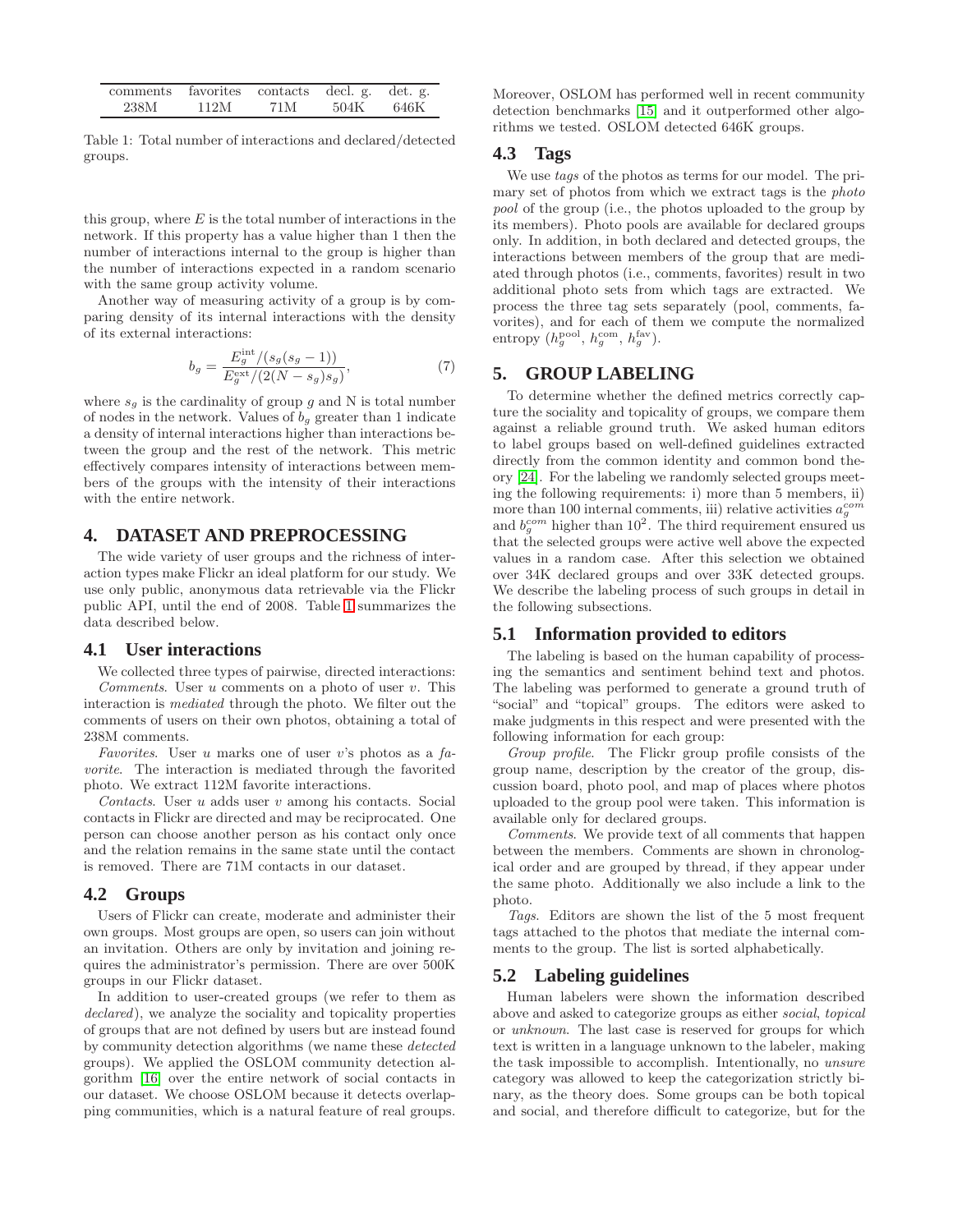| comments | favorites | contacts | decl. g. | det. g. |
|---|---|---|---|---|
| 238M | 112M | 71M | 504K | 646K |

Table 1: Total number of interactions and declared/detected groups.

this group, where $E$ is the total number of interactions in the network. If this property has a value higher than 1 then the number of interactions internal to the group is higher than the number of interactions expected in a random scenario with the same group activity volume.

Another way of measuring activity of a group is by comparing density of its internal interactions with the density of its external interactions:

$$b_g = \frac{E_g^{\text{int}}/(s_g(s_g-1))}{E_g^{\text{ext}}/(2(N-s_g)s_g)}, \tag{7}$$

where $s_g$ is the cardinality of group $g$ and N is total number of nodes in the network. Values of $b_g$ greater than 1 indicate a density of internal interactions higher than interactions between the group and the rest of the network. This metric effectively compares intensity of interactions between members of the groups with the intensity of their interactions with the entire network.

## 4. DATASET AND PREPROCESSING

The wide variety of user groups and the richness of interaction types make Flickr an ideal platform for our study. We use only public, anonymous data retrievable via the Flickr public API, until the end of 2008. Table 1 summarizes the data described below.

### 4.1 User interactions

We collected three types of pairwise, directed interactions:

*Comments*. User $u$ comments on a photo of user $v$. This interaction is *mediated* through the photo. We filter out the comments of users on their own photos, obtaining a total of 238M comments.

*Favorites*. User $u$ marks one of user $v$'s photos as a *favorite*. The interaction is mediated through the favorited photo. We extract 112M favorite interactions.

*Contacts*. User $u$ adds user $v$ among his contacts. Social contacts in Flickr are directed and may be reciprocated. One person can choose another person as his contact only once and the relation remains in the same state until the contact is removed. There are 71M contacts in our dataset.

### 4.2 Groups

Users of Flickr can create, moderate and administer their own groups. Most groups are open, so users can join without an invitation. Others are only by invitation and joining requires the administrator's permission. There are over 500K groups in our Flickr dataset.

In addition to user-created groups (we refer to them as *declared*), we analyze the sociality and topicality properties of groups that are not defined by users but are instead found by community detection algorithms (we name these *detected* groups). We applied the OSLOM community detection algorithm [16] over the entire network of social contacts in our dataset. We choose OSLOM because it detects overlapping communities, which is a natural feature of real groups. Moreover, OSLOM has performed well in recent community detection benchmarks [15] and it outperformed other algorithms we tested. OSLOM detected 646K groups.

### 4.3 Tags

We use *tags* of the photos as terms for our model. The primary set of photos from which we extract tags is the *photo pool* of the group (i.e., the photos uploaded to the group by its members). Photo pools are available for declared groups only. In addition, in both declared and detected groups, the interactions between members of the group that are mediated through photos (i.e., comments, favorites) result in two additional photo sets from which tags are extracted. We process the three tag sets separately (pool, comments, favorites), and for each of them we compute the normalized entropy ($h_g^{\text{pool}}$, $h_g^{\text{com}}$, $h_g^{\text{fav}}$).

## 5. GROUP LABELING

To determine whether the defined metrics correctly capture the sociality and topicality of groups, we compare them against a reliable ground truth. We asked human editors to label groups based on well-defined guidelines extracted directly from the common identity and common bond theory [24]. For the labeling we randomly selected groups meeting the following requirements: i) more than 5 members, ii) more than 100 internal comments, iii) relative activities $a_g^{com}$ and $b_g^{com}$ higher than $10^2$. The third requirement ensured us that the selected groups were active well above the expected values in a random case. After this selection we obtained over 34K declared groups and over 33K detected groups. We describe the labeling process of such groups in detail in the following subsections.

### 5.1 Information provided to editors

The labeling is based on the human capability of processing the semantics and sentiment behind text and photos. The labeling was performed to generate a ground truth of "social" and "topical" groups. The editors were asked to make judgments in this respect and were presented with the following information for each group:

*Group profile*. The Flickr group profile consists of the group name, description by the creator of the group, discussion board, photo pool, and map of places where photos uploaded to the group pool were taken. This information is available only for declared groups.

*Comments*. We provide text of all comments that happen between the members. Comments are shown in chronological order and are grouped by thread, if they appear under the same photo. Additionally we also include a link to the photo.

*Tags*. Editors are shown the list of the 5 most frequent tags attached to the photos that mediate the internal comments to the group. The list is sorted alphabetically.

### 5.2 Labeling guidelines

Human labelers were shown the information described above and asked to categorize groups as either *social*, *topical* or *unknown*. The last case is reserved for groups for which text is written in a language unknown to the labeler, making the task impossible to accomplish. Intentionally, no *unsure* category was allowed to keep the categorization strictly binary, as the theory does. Some groups can be both topical and social, and therefore difficult to categorize, but for the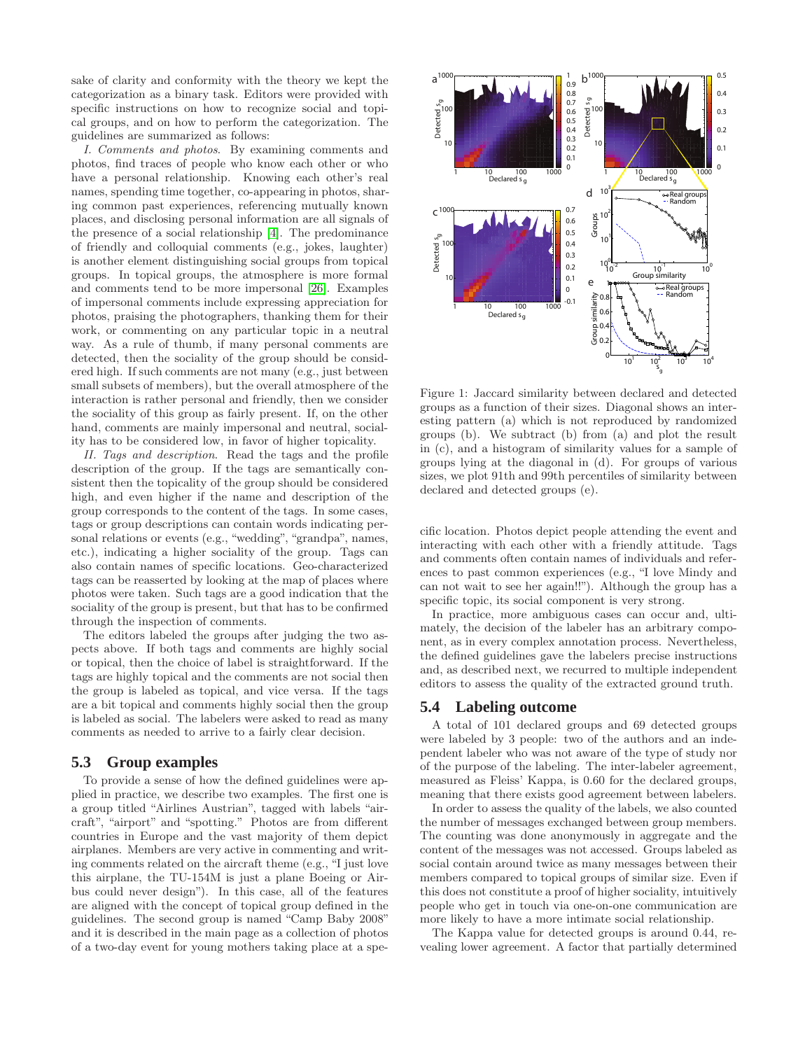sake of clarity and conformity with the theory we kept the categorization as a binary task. Editors were provided with specific instructions on how to recognize social and topical groups, and on how to perform the categorization. The guidelines are summarized as follows:

*I. Comments and photos*. By examining comments and photos, find traces of people who know each other or who have a personal relationship. Knowing each other's real names, spending time together, co-appearing in photos, sharing common past experiences, referencing mutually known places, and disclosing personal information are all signals of the presence of a social relationship [4]. The predominance of friendly and colloquial comments (e.g., jokes, laughter) is another element distinguishing social groups from topical groups. In topical groups, the atmosphere is more formal and comments tend to be more impersonal [26]. Examples of impersonal comments include expressing appreciation for photos, praising the photographers, thanking them for their work, or commenting on any particular topic in a neutral way. As a rule of thumb, if many personal comments are detected, then the sociality of the group should be considered high. If such comments are not many (e.g., just between small subsets of members), but the overall atmosphere of the interaction is rather personal and friendly, then we consider the sociality of this group as fairly present. If, on the other hand, comments are mainly impersonal and neutral, sociality has to be considered low, in favor of higher topicality.

*II. Tags and description*. Read the tags and the profile description of the group. If the tags are semantically consistent then the topicality of the group should be considered high, and even higher if the name and description of the group corresponds to the content of the tags. In some cases, tags or group descriptions can contain words indicating personal relations or events (e.g., "wedding", "grandpa", names, etc.), indicating a higher sociality of the group. Tags can also contain names of specific locations. Geo-characterized tags can be reasserted by looking at the map of places where photos were taken. Such tags are a good indication that the sociality of the group is present, but that has to be confirmed through the inspection of comments.

The editors labeled the groups after judging the two aspects above. If both tags and comments are highly social or topical, then the choice of label is straightforward. If the tags are highly topical and the comments are not social then the group is labeled as topical, and vice versa. If the tags are a bit topical and comments highly social then the group is labeled as social. The labelers were asked to read as many comments as needed to arrive to a fairly clear decision.

## 5.3 Group examples

To provide a sense of how the defined guidelines were applied in practice, we describe two examples. The first one is a group titled "Airlines Austrian", tagged with labels "aircraft", "airport" and "spotting." Photos are from different countries in Europe and the vast majority of them depict airplanes. Members are very active in commenting and writing comments related on the aircraft theme (e.g., "I just love this airplane, the TU-154M is just a plane Boeing or Airbus could never design"). In this case, all of the features are aligned with the concept of topical group defined in the guidelines. The second group is named "Camp Baby 2008" and it is described in the main page as a collection of photos of a two-day event for young mothers taking place at a specific location. Photos depict people attending the event and interacting with each other with a friendly attitude. Tags and comments often contain names of individuals and references to past common experiences (e.g., "I love Mindy and can not wait to see her again!!"). Although the group has a specific topic, its social component is very strong.

In practice, more ambiguous cases can occur and, ultimately, the decision of the labeler has an arbitrary component, as in every complex annotation process. Nevertheless, the defined guidelines gave the labelers precise instructions and, as described next, we recurred to multiple independent editors to assess the quality of the extracted ground truth.

Figure 1: Jaccard similarity between declared and detected groups as a function of their sizes. Diagonal shows an interesting pattern (a) which is not reproduced by randomized groups (b). We subtract (b) from (a) and plot the result in (c), and a histogram of similarity values for a sample of groups lying at the diagonal in (d). For groups of various sizes, we plot 91th and 99th percentiles of similarity between declared and detected groups (e).

## 5.4 Labeling outcome

A total of 101 declared groups and 69 detected groups were labeled by 3 people: two of the authors and an independent labeler who was not aware of the type of study nor of the purpose of the labeling. The inter-labeler agreement, measured as Fleiss' Kappa, is 0.60 for the declared groups, meaning that there exists good agreement between labelers.

In order to assess the quality of the labels, we also counted the number of messages exchanged between group members. The counting was done anonymously in aggregate and the content of the messages was not accessed. Groups labeled as social contain around twice as many messages between their members compared to topical groups of similar size. Even if this does not constitute a proof of higher sociality, intuitively people who get in touch via one-on-one communication are more likely to have a more intimate social relationship.

The Kappa value for detected groups is around 0.44, revealing lower agreement. A factor that partially determined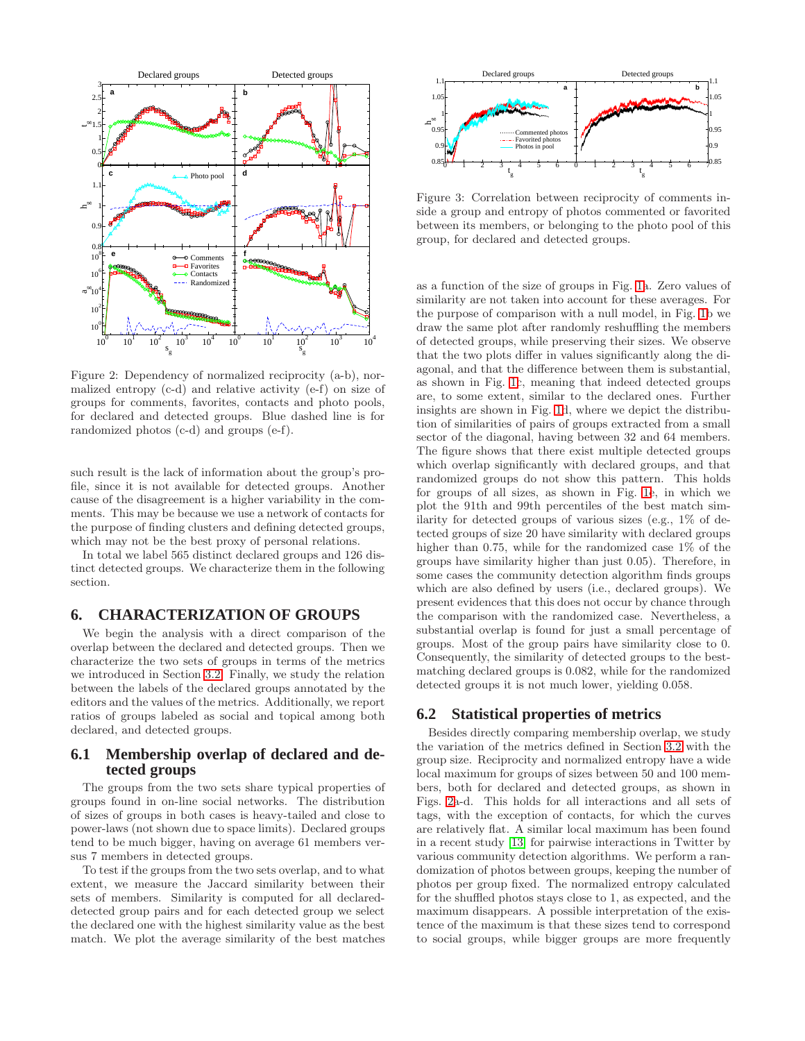Figure 2: Dependency of normalized reciprocity (a-b), normalized entropy (c-d) and relative activity (e-f) on size of groups for comments, favorites, contacts and photo pools, for declared and detected groups. Blue dashed line is for randomized photos (c-d) and groups (e-f).

Figure 3: Correlation between reciprocity of comments inside a group and entropy of photos commented or favorited between its members, or belonging to the photo pool of this group, for declared and detected groups.

such result is the lack of information about the group's profile, since it is not available for detected groups. Another cause of the disagreement is a higher variability in the comments. This may be because we use a network of contacts for the purpose of finding clusters and defining detected groups, which may not be the best proxy of personal relations.

In total we label 565 distinct declared groups and 126 distinct detected groups. We characterize them in the following section.

## 6. CHARACTERIZATION OF GROUPS

We begin the analysis with a direct comparison of the overlap between the declared and detected groups. Then we characterize the two sets of groups in terms of the metrics we introduced in Section 3.2. Finally, we study the relation between the labels of the declared groups annotated by the editors and the values of the metrics. Additionally, we report ratios of groups labeled as social and topical among both declared, and detected groups.

### 6.1 Membership overlap of declared and detected groups

The groups from the two sets share typical properties of groups found in on-line social networks. The distribution of sizes of groups in both cases is heavy-tailed and close to power-laws (not shown due to space limits). Declared groups tend to be much bigger, having on average 61 members versus 7 members in detected groups.

To test if the groups from the two sets overlap, and to what extent, we measure the Jaccard similarity between their sets of members. Similarity is computed for all declared-detected group pairs and for each detected group we select the declared one with the highest similarity value as the best match. We plot the average similarity of the best matches as a function of the size of groups in Fig. 1a. Zero values of similarity are not taken into account for these averages. For the purpose of comparison with a null model, in Fig. 1b we draw the same plot after randomly reshuffling the members of detected groups, while preserving their sizes. We observe that the two plots differ in values significantly along the diagonal, and that the difference between them is substantial, as shown in Fig. 1c, meaning that indeed detected groups are, to some extent, similar to the declared ones. Further insights are shown in Fig. 1d, where we depict the distribution of similarities of pairs of groups extracted from a small sector of the diagonal, having between 32 and 64 members. The figure shows that there exist multiple detected groups which overlap significantly with declared groups, and that randomized groups do not show this pattern. This holds for groups of all sizes, as shown in Fig. 1e, in which we plot the 91th and 99th percentiles of the best match similarity for detected groups of various sizes (e.g., 1% of detected groups of size 20 have similarity with declared groups higher than 0.75, while for the randomized case 1% of the groups have similarity higher than just 0.05). Therefore, in some cases the community detection algorithm finds groups which are also defined by users (i.e., declared groups). We present evidences that this does not occur by chance through the comparison with the randomized case. Nevertheless, a substantial overlap is found for just a small percentage of groups. Most of the group pairs have similarity close to 0. Consequently, the similarity of detected groups to the best-matching declared groups is 0.082, while for the randomized detected groups it is not much lower, yielding 0.058.

### 6.2 Statistical properties of metrics

Besides directly comparing membership overlap, we study the variation of the metrics defined in Section 3.2 with the group size. Reciprocity and normalized entropy have a wide local maximum for groups of sizes between 50 and 100 members, both for declared and detected groups, as shown in Figs. 2a-d. This holds for all interactions and all sets of tags, with the exception of contacts, for which the curves are relatively flat. A similar local maximum has been found in a recent study [13] for pairwise interactions in Twitter by various community detection algorithms. We perform a randomization of photos between groups, keeping the number of photos per group fixed. The normalized entropy calculated for the shuffled photos stays close to 1, as expected, and the maximum disappears. A possible interpretation of the existence of the maximum is that these sizes tend to correspond to social groups, while bigger groups are more frequently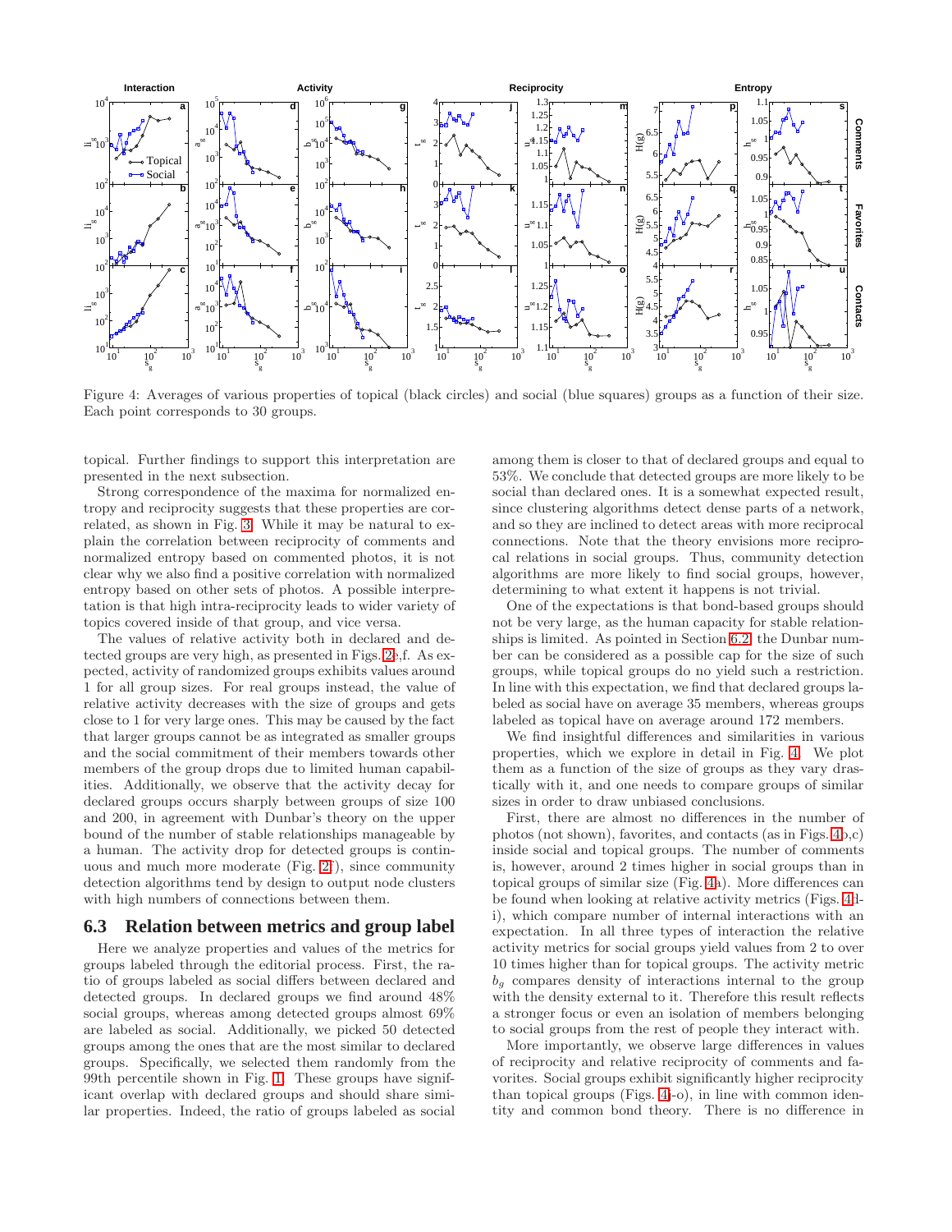Figure 4: Averages of various properties of topical (black circles) and social (blue squares) groups as a function of their size. Each point corresponds to 30 groups.

topical. Further findings to support this interpretation are presented in the next subsection.

Strong correspondence of the maxima for normalized entropy and reciprocity suggests that these properties are correlated, as shown in Fig. 3. While it may be natural to explain the correlation between reciprocity of comments and normalized entropy based on commented photos, it is not clear why we also find a positive correlation with normalized entropy based on other sets of photos. A possible interpretation is that high intra-reciprocity leads to wider variety of topics covered inside of that group, and vice versa.

The values of relative activity both in declared and detected groups are very high, as presented in Figs. 2e,f. As expected, activity of randomized groups exhibits values around 1 for all group sizes. For real groups instead, the value of relative activity decreases with the size of groups and gets close to 1 for very large ones. This may be caused by the fact that larger groups cannot be as integrated as smaller groups and the social commitment of their members towards other members of the group drops due to limited human capabilities. Additionally, we observe that the activity decay for declared groups occurs sharply between groups of size 100 and 200, in agreement with Dunbar's theory on the upper bound of the number of stable relationships manageable by a human. The activity drop for detected groups is continuous and much more moderate (Fig. 2f), since community detection algorithms tend by design to output node clusters with high numbers of connections between them.

### 6.3 Relation between metrics and group label

Here we analyze properties and values of the metrics for groups labeled through the editorial process. First, the ratio of groups labeled as social differs between declared and detected groups. In declared groups we find around 48% social groups, whereas among detected groups almost 69% are labeled as social. Additionally, we picked 50 detected groups among the ones that are the most similar to declared groups. Specifically, we selected them randomly from the 99th percentile shown in Fig. 1. These groups have significant overlap with declared groups and should share similar properties. Indeed, the ratio of groups labeled as social among them is closer to that of declared groups and equal to 53%. We conclude that detected groups are more likely to be social than declared ones. It is a somewhat expected result, since clustering algorithms detect dense parts of a network, and so they are inclined to detect areas with more reciprocal connections. Note that the theory envisions more reciprocal relations in social groups. Thus, community detection algorithms are more likely to find social groups, however, determining to what extent it happens is not trivial.

One of the expectations is that bond-based groups should not be very large, as the human capacity for stable relationships is limited. As pointed in Section 6.2, the Dunbar number can be considered as a possible cap for the size of such groups, while topical groups do no yield such a restriction. In line with this expectation, we find that declared groups labeled as social have on average 35 members, whereas groups labeled as topical have on average around 172 members.

We find insightful differences and similarities in various properties, which we explore in detail in Fig. 4. We plot them as a function of the size of groups as they vary drastically with it, and one needs to compare groups of similar sizes in order to draw unbiased conclusions.

First, there are almost no differences in the number of photos (not shown), favorites, and contacts (as in Figs. 4b,c) inside social and topical groups. The number of comments is, however, around 2 times higher in social groups than in topical groups of similar size (Fig. 4a). More differences can be found when looking at relative activity metrics (Figs. 4d-i), which compare number of internal interactions with an expectation. In all three types of interaction the relative activity metrics for social groups yield values from 2 to over 10 times higher than for topical groups. The activity metric $b_g$ compares density of interactions internal to the group with the density external to it. Therefore this result reflects a stronger focus or even an isolation of members belonging to social groups from the rest of people they interact with.

More importantly, we observe large differences in values of reciprocity and relative reciprocity of comments and favorites. Social groups exhibit significantly higher reciprocity than topical groups (Figs. 4j-o), in line with common identity and common bond theory. There is no difference in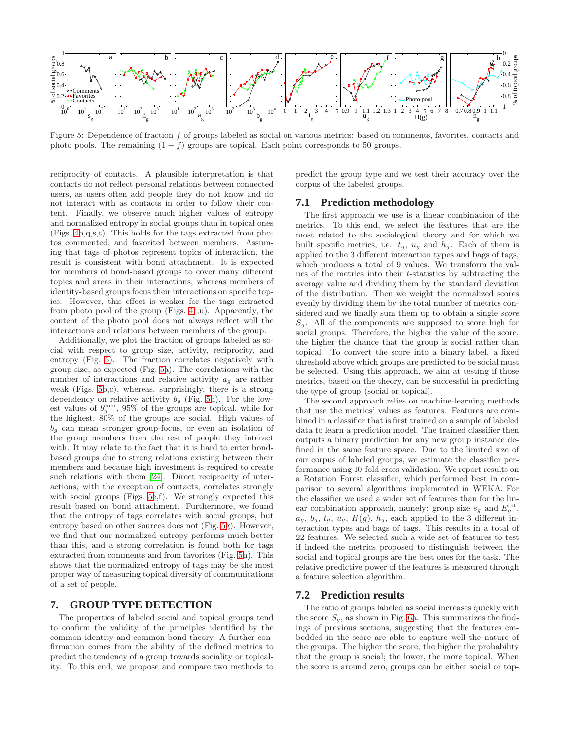Figure 5: Dependence of fraction $f$ of groups labeled as social on various metrics: based on comments, favorites, contacts and photo pools. The remaining $(1 - f)$ groups are topical. Each point corresponds to 50 groups.

reciprocity of contacts. A plausible interpretation is that contacts do not reflect personal relations between connected users, as users often add people they do not know and do not interact with as contacts in order to follow their content. Finally, we observe much higher values of entropy and normalized entropy in social groups than in topical ones (Figs. 4p,q,s,t). This holds for the tags extracted from photos commented, and favorited between members. Assuming that tags of photos represent topics of interaction, the result is consistent with bond attachment. It is expected for members of bond-based groups to cover many different topics and areas in their interactions, whereas members of identity-based groups focus their interactions on specific topics. However, this effect is weaker for the tags extracted from photo pool of the group (Figs. 4r,u). Apparently, the content of the photo pool does not always reflect well the interactions and relations between members of the group.

Additionally, we plot the fraction of groups labeled as social with respect to group size, activity, reciprocity, and entropy (Fig. 5). The fraction correlates negatively with group size, as expected (Fig. 5a). The correlations with the number of interactions and relative activity $a_g$ are rather weak (Figs. 5b,c), whereas, surprisingly, there is a strong dependency on relative activity $b_g$ (Fig. 5d). For the lowest values of $b_g^{\mathrm{com}}$, 95% of the groups are topical, while for the highest, 80% of the groups are social. High values of $b_g$ can mean stronger group-focus, or even an isolation of the group members from the rest of people they interact with. It may relate to the fact that it is hard to enter bond-based groups due to strong relations existing between their members and because high investment is required to create such relations with them [24]. Direct reciprocity of interactions, with the exception of contacts, correlates strongly with social groups (Figs. 5e,f). We strongly expected this result based on bond attachment. Furthermore, we found that the entropy of tags correlates with social groups, but entropy based on other sources does not (Fig. 5g). However, we find that our normalized entropy performs much better than this, and a strong correlation is found both for tags extracted from comments and from favorites (Fig. 5h). This shows that the normalized entropy of tags may be the most proper way of measuring topical diversity of communications of a set of people.

## 7. GROUP TYPE DETECTION

The properties of labeled social and topical groups tend to confirm the validity of the principles identified by the common identity and common bond theory. A further confirmation comes from the ability of the defined metrics to predict the tendency of a group towards sociality or topicality. To this end, we propose and compare two methods to predict the group type and we test their accuracy over the corpus of the labeled groups.

### 7.1 Prediction methodology

The first approach we use is a linear combination of the metrics. To this end, we select the features that are the most related to the sociological theory and for which we built specific metrics, i.e., $t_g$, $u_g$ and $h_g$. Each of them is applied to the 3 different interaction types and bags of tags, which produces a total of 9 values. We transform the values of the metrics into their $t$-statistics by subtracting the average value and dividing them by the standard deviation of the distribution. Then we weight the normalized scores evenly by dividing them by the total number of metrics considered and we finally sum them up to obtain a single *score* $S_g$. All of the components are supposed to score high for social groups. Therefore, the higher the value of the score, the higher the chance that the group is social rather than topical. To convert the score into a binary label, a fixed threshold above which groups are predicted to be social must be selected. Using this approach, we aim at testing if those metrics, based on the theory, can be successful in predicting the type of group (social or topical).

The second approach relies on machine-learning methods that use the metrics' values as features. Features are combined in a classifier that is first trained on a sample of labeled data to learn a prediction model. The trained classifier then outputs a binary prediction for any new group instance defined in the same feature space. Due to the limited size of our corpus of labeled groups, we estimate the classifier performance using 10-fold cross validation. We report results on a Rotation Forest classifier, which performed best in comparison to several algorithms implemented in WEKA. For the classifier we used a wider set of features than for the linear combination approach, namely: group size $s_g$ and $E_g^{\mathrm{int}}$, $a_g$, $b_g$, $t_g$, $u_g$, $H(g)$, $h_g$, each applied to the 3 different interaction types and bags of tags. This results in a total of 22 features. We selected such a wide set of features to test if indeed the metrics proposed to distinguish between the social and topical groups are the best ones for the task. The relative predictive power of the features is measured through a feature selection algorithm.

### 7.2 Prediction results

The ratio of groups labeled as social increases quickly with the score $S_g$, as shown in Fig. 6a. This summarizes the findings of previous sections, suggesting that the features embedded in the score are able to capture well the nature of the groups. The higher the score, the higher the probability that the group is social; the lower, the more topical. When the score is around zero, groups can be either social or top-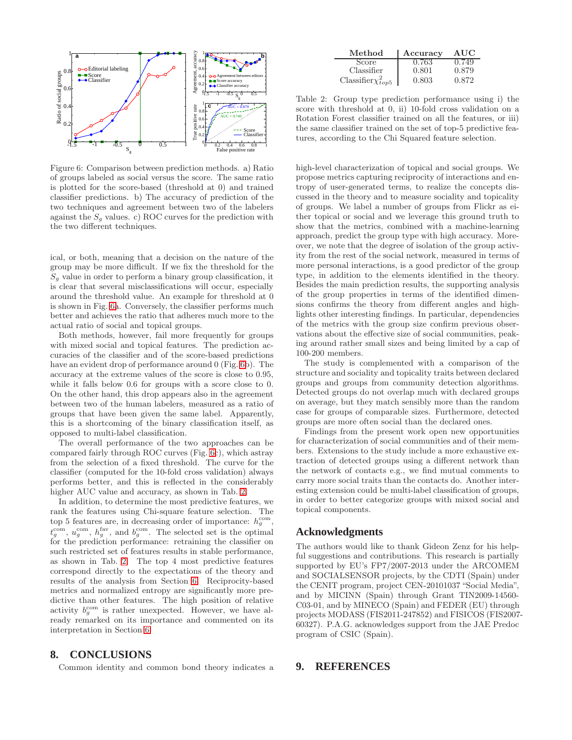a
Editorial labeling
Score
Classifier
Ratio of social groups
$S_g$

b
Agreement, accuracy
Agreement between editors
Score accuracy
Classifier accuracy
$S_g$

c
True positive rate
False positive rate
AUC = 0.879
AUC = 0.749
Score
Classifier

Figure 6: Comparison between prediction methods. a) Ratio of groups labeled as social versus the score. The same ratio is plotted for the score-based (threshold at 0) and trained classifier predictions. b) The accuracy of prediction of the two techniques and agreement between two of the labelers against the $S_g$ values. c) ROC curves for the prediction with the two different techniques.

ical, or both, meaning that a decision on the nature of the group may be more difficult. If we fix the threshold for the $S_g$ value in order to perform a binary group classification, it is clear that several misclassifications will occur, especially around the threshold value. An example for threshold at 0 is shown in Fig. 6a. Conversely, the classifier performs much better and achieves the ratio that adheres much more to the actual ratio of social and topical groups.

Both methods, however, fail more frequently for groups with mixed social and topical features. The prediction accuracies of the classifier and of the score-based predictions have an evident drop of performance around 0 (Fig. 6b). The accuracy at the extreme values of the score is close to 0.95, while it falls below 0.6 for groups with a score close to 0. On the other hand, this drop appears also in the agreement between two of the human labelers, measured as a ratio of groups that have been given the same label. Apparently, this is a shortcoming of the binary classification itself, as opposed to multi-label classification.

The overall performance of the two approaches can be compared fairly through ROC curves (Fig. 6c), which astray from the selection of a fixed threshold. The curve for the classifier (computed for the 10-fold cross validation) always performs better, and this is reflected in the considerably higher AUC value and accuracy, as shown in Tab. 2.

In addition, to determine the most predictive features, we rank the features using Chi-square feature selection. The top 5 features are, in decreasing order of importance: $h_g^{\text{com}}$, $t_g^{\text{com}}$, $u_g^{\text{com}}$, $h_g^{\text{fav}}$, and $b_g^{\text{com}}$. The selected set is the optimal for the prediction performance: retraining the classifier on such restricted set of features results in stable performance, as shown in Tab. 2. The top 4 most predictive features correspond directly to the expectations of the theory and results of the analysis from Section 6. Reciprocity-based metrics and normalized entropy are significantly more predictive than other features. The high position of relative activity $b_g^{\text{com}}$ is rather unexpected. However, we have already remarked on its importance and commented on its interpretation in Section 6.

## 8. CONCLUSIONS

Common identity and common bond theory indicates a

| Method | Accuracy | AUC |
|---|---|---|
| Score | 0.763 | 0.749 |
| Classifier | 0.801 | 0.879 |
| Classifier$\chi^2_{top5}$ | 0.803 | 0.872 |

Table 2: Group type prediction performance using i) the score with threshold at 0, ii) 10-fold cross validation on a Rotation Forest classifier trained on all the features, or iii) the same classifier trained on the set of top-5 predictive features, according to the Chi Squared feature selection.

high-level characterization of topical and social groups. We propose metrics capturing reciprocity of interactions and entropy of user-generated terms, to realize the concepts discussed in the theory and to measure sociality and topicality of groups. We label a number of groups from Flickr as either topical or social and we leverage this ground truth to show that the metrics, combined with a machine-learning approach, predict the group type with high accuracy. Moreover, we note that the degree of isolation of the group activity from the rest of the social network, measured in terms of more personal interactions, is a good predictor of the group type, in addition to the elements identified in the theory. Besides the main prediction results, the supporting analysis of the group properties in terms of the identified dimensions confirms the theory from different angles and highlights other interesting findings. In particular, dependencies of the metrics with the group size confirm previous observations about the effective size of social communities, peaking around rather small sizes and being limited by a cap of 100-200 members.

The study is complemented with a comparison of the structure and sociality and topicality traits between declared groups and groups from community detection algorithms. Detected groups do not overlap much with declared groups on average, but they match sensibly more than the random case for groups of comparable sizes. Furthermore, detected groups are more often social than the declared ones.

Findings from the present work open new opportunities for characterization of social communities and of their members. Extensions to the study include a more exhaustive extraction of detected groups using a different network than the network of contacts e.g., we find mutual comments to carry more social traits than the contacts do. Another interesting extension could be multi-label classification of groups, in order to better categorize groups with mixed social and topical components.

## Acknowledgments

The authors would like to thank Gideon Zenz for his helpful suggestions and contributions. This research is partially supported by EU's FP7/2007-2013 under the ARCOMEM and SOCIALSENSOR projects, by the CDTI (Spain) under the CENIT program, project CEN-20101037 "Social Media", and by MICINN (Spain) through Grant TIN2009-14560-C03-01, and by MINECO (Spain) and FEDER (EU) through projects MODASS (FIS2011-247852) and FISICOS (FIS2007-60327). P.A.G. acknowledges support from the JAE Predoc program of CSIC (Spain).

## 9. REFERENCES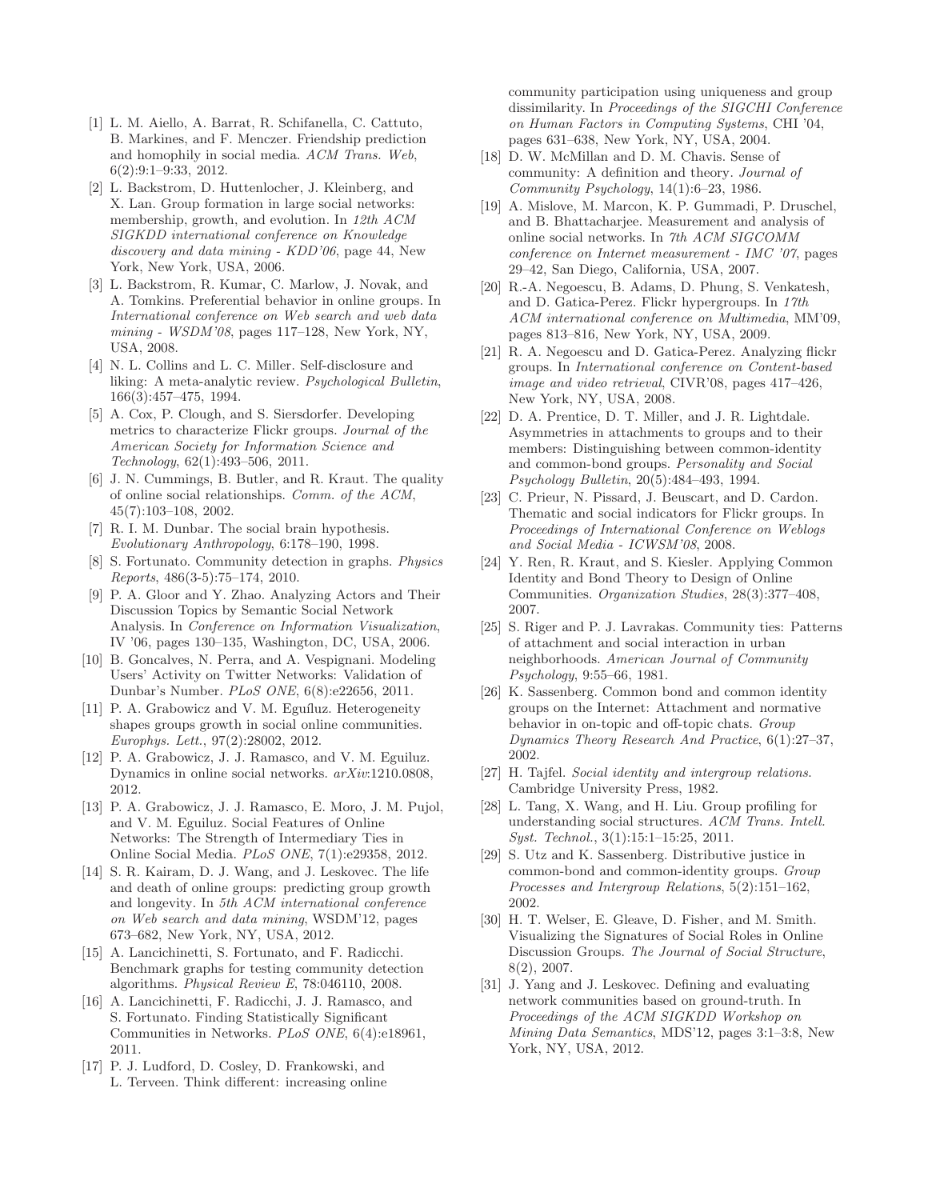[1] L. M. Aiello, A. Barrat, R. Schifanella, C. Cattuto, B. Markines, and F. Menczer. Friendship prediction and homophily in social media. *ACM Trans. Web*, 6(2):9:1–9:33, 2012.

[2] L. Backstrom, D. Huttenlocher, J. Kleinberg, and X. Lan. Group formation in large social networks: membership, growth, and evolution. In *12th ACM SIGKDD international conference on Knowledge discovery and data mining - KDD'06*, page 44, New York, New York, USA, 2006.

[3] L. Backstrom, R. Kumar, C. Marlow, J. Novak, and A. Tomkins. Preferential behavior in online groups. In *International conference on Web search and web data mining - WSDM'08*, pages 117–128, New York, NY, USA, 2008.

[4] N. L. Collins and L. C. Miller. Self-disclosure and liking: A meta-analytic review. *Psychological Bulletin*, 166(3):457–475, 1994.

[5] A. Cox, P. Clough, and S. Siersdorfer. Developing metrics to characterize Flickr groups. *Journal of the American Society for Information Science and Technology*, 62(1):493–506, 2011.

[6] J. N. Cummings, B. Butler, and R. Kraut. The quality of online social relationships. *Comm. of the ACM*, 45(7):103–108, 2002.

[7] R. I. M. Dunbar. The social brain hypothesis. *Evolutionary Anthropology*, 6:178–190, 1998.

[8] S. Fortunato. Community detection in graphs. *Physics Reports*, 486(3-5):75–174, 2010.

[9] P. A. Gloor and Y. Zhao. Analyzing Actors and Their Discussion Topics by Semantic Social Network Analysis. In *Conference on Information Visualization*, IV '06, pages 130–135, Washington, DC, USA, 2006.

[10] B. Goncalves, N. Perra, and A. Vespignani. Modeling Users' Activity on Twitter Networks: Validation of Dunbar's Number. *PLoS ONE*, 6(8):e22656, 2011.

[11] P. A. Grabowicz and V. M. Eguíluz. Heterogeneity shapes groups growth in social online communities. *Europhys. Lett.*, 97(2):28002, 2012.

[12] P. A. Grabowicz, J. J. Ramasco, and V. M. Eguiluz. Dynamics in online social networks. *arXiv*:1210.0808, 2012.

[13] P. A. Grabowicz, J. J. Ramasco, E. Moro, J. M. Pujol, and V. M. Eguiluz. Social Features of Online Networks: The Strength of Intermediary Ties in Online Social Media. *PLoS ONE*, 7(1):e29358, 2012.

[14] S. R. Kairam, D. J. Wang, and J. Leskovec. The life and death of online groups: predicting group growth and longevity. In *5th ACM international conference on Web search and data mining*, WSDM'12, pages 673–682, New York, NY, USA, 2012.

[15] A. Lancichinetti, S. Fortunato, and F. Radicchi. Benchmark graphs for testing community detection algorithms. *Physical Review E*, 78:046110, 2008.

[16] A. Lancichinetti, F. Radicchi, J. J. Ramasco, and S. Fortunato. Finding Statistically Significant Communities in Networks. *PLoS ONE*, 6(4):e18961, 2011.

[17] P. J. Ludford, D. Cosley, D. Frankowski, and L. Terveen. Think different: increasing online community participation using uniqueness and group dissimilarity. In *Proceedings of the SIGCHI Conference on Human Factors in Computing Systems*, CHI '04, pages 631–638, New York, NY, USA, 2004.

[18] D. W. McMillan and D. M. Chavis. Sense of community: A definition and theory. *Journal of Community Psychology*, 14(1):6–23, 1986.

[19] A. Mislove, M. Marcon, K. P. Gummadi, P. Druschel, and B. Bhattacharjee. Measurement and analysis of online social networks. In *7th ACM SIGCOMM conference on Internet measurement - IMC '07*, pages 29–42, San Diego, California, USA, 2007.

[20] R.-A. Negoescu, B. Adams, D. Phung, S. Venkatesh, and D. Gatica-Perez. Flickr hypergroups. In *17th ACM international conference on Multimedia*, MM'09, pages 813–816, New York, NY, USA, 2009.

[21] R. A. Negoescu and D. Gatica-Perez. Analyzing flickr groups. In *International conference on Content-based image and video retrieval*, CIVR'08, pages 417–426, New York, NY, USA, 2008.

[22] D. A. Prentice, D. T. Miller, and J. R. Lightdale. Asymmetries in attachments to groups and to their members: Distinguishing between common-identity and common-bond groups. *Personality and Social Psychology Bulletin*, 20(5):484–493, 1994.

[23] C. Prieur, N. Pissard, J. Beuscart, and D. Cardon. Thematic and social indicators for Flickr groups. In *Proceedings of International Conference on Weblogs and Social Media - ICWSM'08*, 2008.

[24] Y. Ren, R. Kraut, and S. Kiesler. Applying Common Identity and Bond Theory to Design of Online Communities. *Organization Studies*, 28(3):377–408, 2007.

[25] S. Riger and P. J. Lavrakas. Community ties: Patterns of attachment and social interaction in urban neighborhoods. *American Journal of Community Psychology*, 9:55–66, 1981.

[26] K. Sassenberg. Common bond and common identity groups on the Internet: Attachment and normative behavior in on-topic and off-topic chats. *Group Dynamics Theory Research And Practice*, 6(1):27–37, 2002.

[27] H. Tajfel. *Social identity and intergroup relations*. Cambridge University Press, 1982.

[28] L. Tang, X. Wang, and H. Liu. Group profiling for understanding social structures. *ACM Trans. Intell. Syst. Technol.*, 3(1):15:1–15:25, 2011.

[29] S. Utz and K. Sassenberg. Distributive justice in common-bond and common-identity groups. *Group Processes and Intergroup Relations*, 5(2):151–162, 2002.

[30] H. T. Welser, E. Gleave, D. Fisher, and M. Smith. Visualizing the Signatures of Social Roles in Online Discussion Groups. *The Journal of Social Structure*, 8(2), 2007.

[31] J. Yang and J. Leskovec. Defining and evaluating network communities based on ground-truth. In *Proceedings of the ACM SIGKDD Workshop on Mining Data Semantics*, MDS'12, pages 3:1–3:8, New York, NY, USA, 2012.